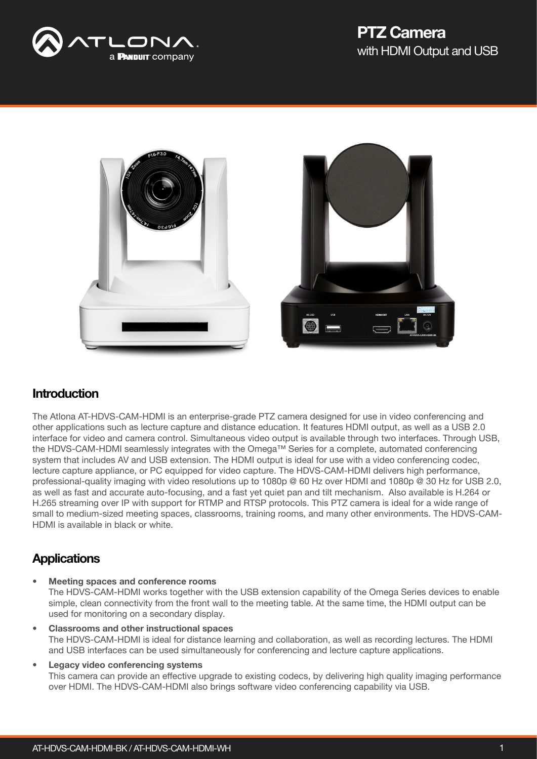# PTZ Camera
with HDMI Output and USB

## Introduction

The Atlona AT-HDVS-CAM-HDMI is an enterprise-grade PTZ camera designed for use in video conferencing and other applications such as lecture capture and distance education. It features HDMI output, as well as a USB 2.0 interface for video and camera control. Simultaneous video output is available through two interfaces. Through USB, the HDVS-CAM-HDMI seamlessly integrates with the Omega™ Series for a complete, automated conferencing system that includes AV and USB extension. The HDMI output is ideal for use with a video conferencing codec, lecture capture appliance, or PC equipped for video capture. The HDVS-CAM-HDMI delivers high performance, professional-quality imaging with video resolutions up to 1080p @ 60 Hz over HDMI and 1080p @ 30 Hz for USB 2.0, as well as fast and accurate auto-focusing, and a fast yet quiet pan and tilt mechanism. Also available is H.264 or H.265 streaming over IP with support for RTMP and RTSP protocols. This PTZ camera is ideal for a wide range of small to medium-sized meeting spaces, classrooms, training rooms, and many other environments. The HDVS-CAM-HDMI is available in black or white.

## Applications

- **Meeting spaces and conference rooms**
  The HDVS-CAM-HDMI works together with the USB extension capability of the Omega Series devices to enable simple, clean connectivity from the front wall to the meeting table. At the same time, the HDMI output can be used for monitoring on a secondary display.
- **Classrooms and other instructional spaces**
  The HDVS-CAM-HDMI is ideal for distance learning and collaboration, as well as recording lectures. The HDMI and USB interfaces can be used simultaneously for conferencing and lecture capture applications.
- **Legacy video conferencing systems**
  This camera can provide an effective upgrade to existing codecs, by delivering high quality imaging performance over HDMI. The HDVS-CAM-HDMI also brings software video conferencing capability via USB.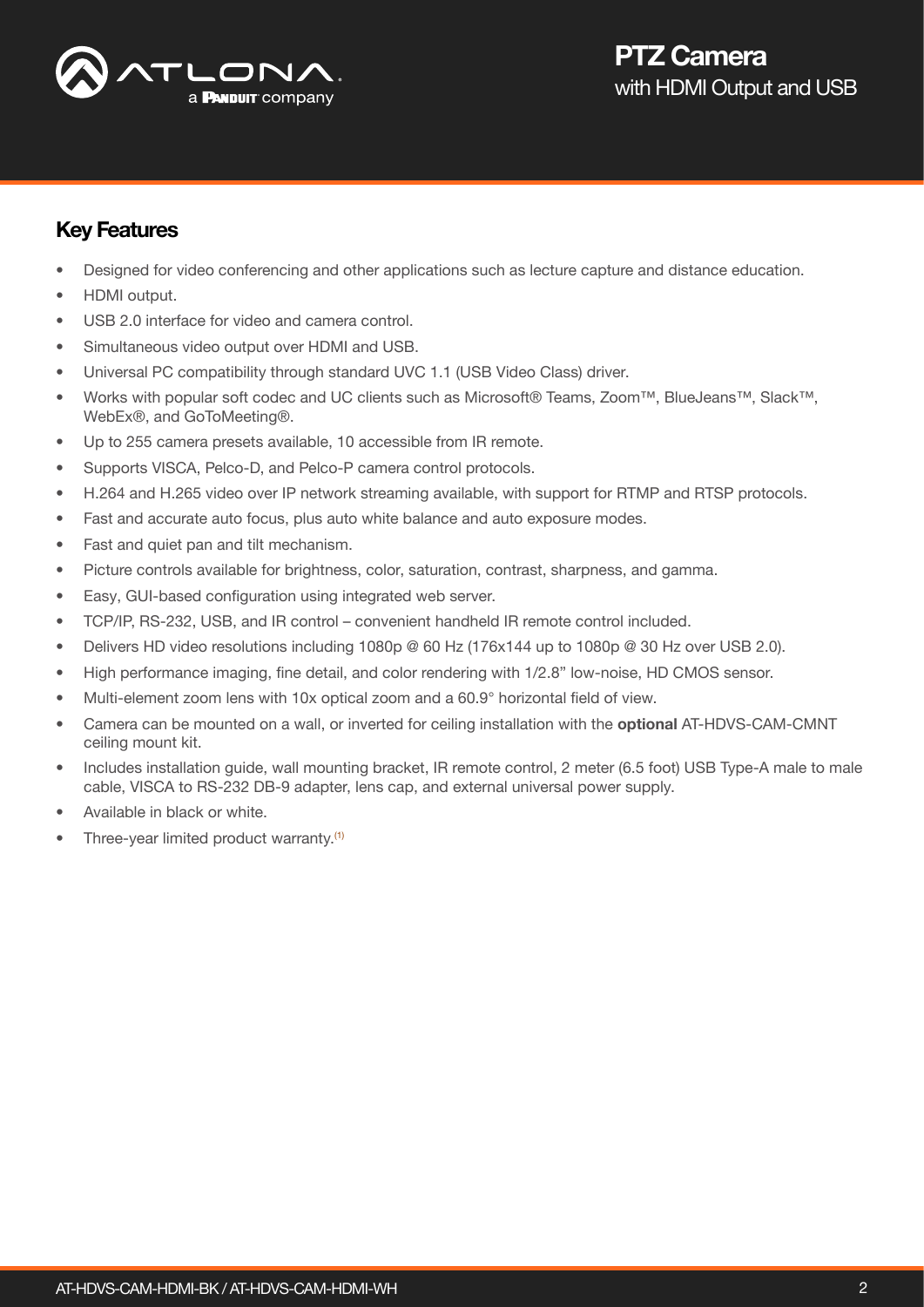## Key Features

- Designed for video conferencing and other applications such as lecture capture and distance education.
- HDMI output.
- USB 2.0 interface for video and camera control.
- Simultaneous video output over HDMI and USB.
- Universal PC compatibility through standard UVC 1.1 (USB Video Class) driver.
- Works with popular soft codec and UC clients such as Microsoft® Teams, Zoom™, BlueJeans™, Slack™, WebEx®, and GoToMeeting®.
- Up to 255 camera presets available, 10 accessible from IR remote.
- Supports VISCA, Pelco-D, and Pelco-P camera control protocols.
- H.264 and H.265 video over IP network streaming available, with support for RTMP and RTSP protocols.
- Fast and accurate auto focus, plus auto white balance and auto exposure modes.
- Fast and quiet pan and tilt mechanism.
- Picture controls available for brightness, color, saturation, contrast, sharpness, and gamma.
- Easy, GUI-based configuration using integrated web server.
- TCP/IP, RS-232, USB, and IR control – convenient handheld IR remote control included.
- Delivers HD video resolutions including 1080p @ 60 Hz (176x144 up to 1080p @ 30 Hz over USB 2.0).
- High performance imaging, fine detail, and color rendering with 1/2.8" low-noise, HD CMOS sensor.
- Multi-element zoom lens with 10x optical zoom and a 60.9° horizontal field of view.
- Camera can be mounted on a wall, or inverted for ceiling installation with the **optional** AT-HDVS-CAM-CMNT ceiling mount kit.
- Includes installation guide, wall mounting bracket, IR remote control, 2 meter (6.5 foot) USB Type-A male to male cable, VISCA to RS-232 DB-9 adapter, lens cap, and external universal power supply.
- Available in black or white.
- Three-year limited product warranty.[1]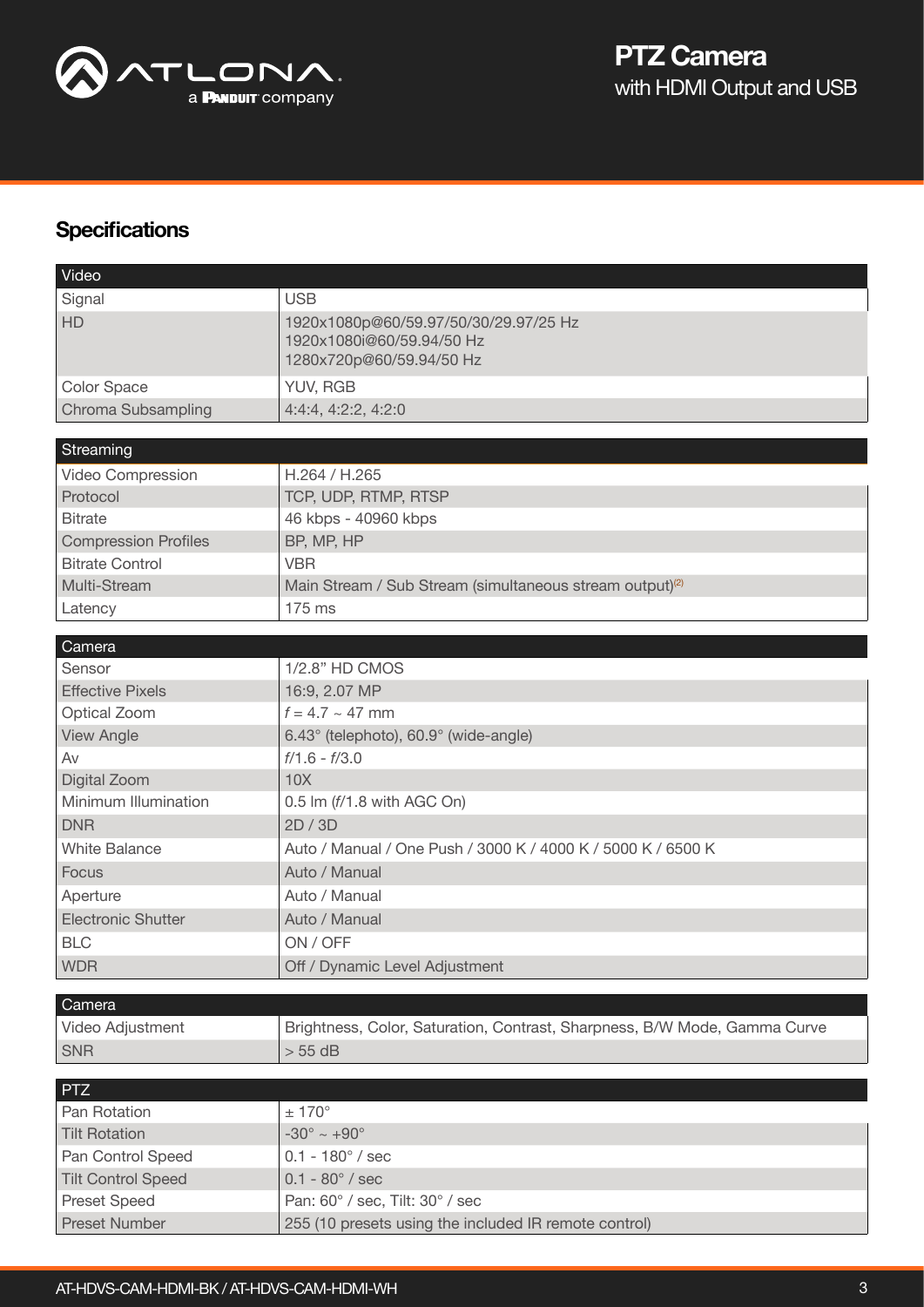## Specifications

| Video | |
|---|---|
| Signal | USB |
| HD | 1920x1080p@60/59.97/50/30/29.97/25 Hz<br>1920x1080i@60/59.94/50 Hz<br>1280x720p@60/59.94/50 Hz |
| Color Space | YUV, RGB |
| Chroma Subsampling | 4:4:4, 4:2:2, 4:2:0 |

| Streaming | |
|---|---|
| Video Compression | H.264 / H.265 |
| Protocol | TCP, UDP, RTMP, RTSP |
| Bitrate | 46 kbps - 40960 kbps |
| Compression Profiles | BP, MP, HP |
| Bitrate Control | VBR |
| Multi-Stream | Main Stream / Sub Stream (simultaneous stream output)(2) |
| Latency | 175 ms |

| Camera | |
|---|---|
| Sensor | 1/2.8" HD CMOS |
| Effective Pixels | 16:9, 2.07 MP |
| Optical Zoom | $f$ = 4.7 ~ 47 mm |
| View Angle | 6.43° (telephoto), 60.9° (wide-angle) |
| Av | $f$/1.6 - $f$/3.0 |
| Digital Zoom | 10X |
| Minimum Illumination | 0.5 lm ($f$/1.8 with AGC On) |
| DNR | 2D / 3D |
| White Balance | Auto / Manual / One Push / 3000 K / 4000 K / 5000 K / 6500 K |
| Focus | Auto / Manual |
| Aperture | Auto / Manual |
| Electronic Shutter | Auto / Manual |
| BLC | ON / OFF |
| WDR | Off / Dynamic Level Adjustment |

| Camera | |
|---|---|
| Video Adjustment | Brightness, Color, Saturation, Contrast, Sharpness, B/W Mode, Gamma Curve |
| SNR | > 55 dB |

| PTZ | |
|---|---|
| Pan Rotation | ± 170° |
| Tilt Rotation | -30° ~ +90° |
| Pan Control Speed | 0.1 - 180° / sec |
| Tilt Control Speed | 0.1 - 80° / sec |
| Preset Speed | Pan: 60° / sec, Tilt: 30° / sec |
| Preset Number | 255 (10 presets using the included IR remote control) |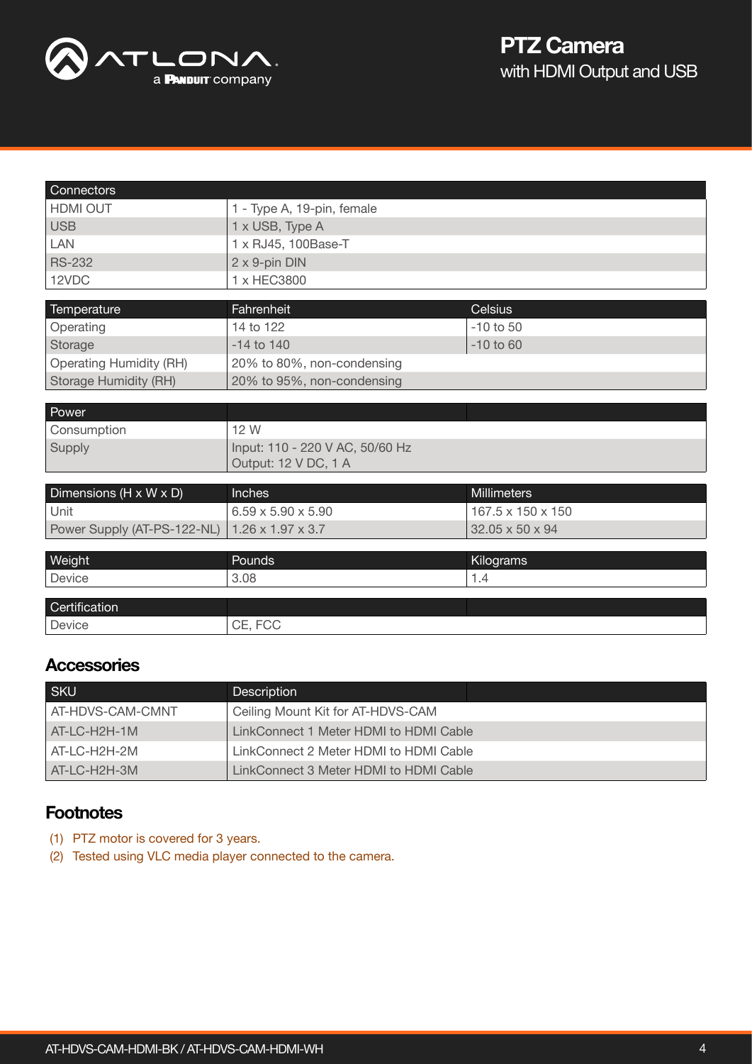| Connectors | |
|---|---|
| HDMI OUT | 1 - Type A, 19-pin, female |
| USB | 1 x USB, Type A |
| LAN | 1 x RJ45, 100Base-T |
| RS-232 | 2 x 9-pin DIN |
| 12VDC | 1 x HEC3800 |

| Temperature | Fahrenheit | Celsius |
|---|---|---|
| Operating | 14 to 122 | -10 to 50 |
| Storage | -14 to 140 | -10 to 60 |
| Operating Humidity (RH) | 20% to 80%, non-condensing | |
| Storage Humidity (RH) | 20% to 95%, non-condensing | |

| Power | | |
|---|---|---|
| Consumption | 12 W | |
| Supply | Input: 110 - 220 V AC, 50/60 Hz<br>Output: 12 V DC, 1 A | |

| Dimensions (H x W x D) | Inches | Millimeters |
|---|---|---|
| Unit | 6.59 x 5.90 x 5.90 | 167.5 x 150 x 150 |
| Power Supply (AT-PS-122-NL) | 1.26 x 1.97 x 3.7 | 32.05 x 50 x 94 |

| Weight | Pounds | Kilograms |
|---|---|---|
| Device | 3.08 | 1.4 |

| Certification | | |
|---|---|---|
| Device | CE, FCC | |

## Accessories

| SKU | Description | |
|---|---|---|
| AT-HDVS-CAM-CMNT | Ceiling Mount Kit for AT-HDVS-CAM | |
| AT-LC-H2H-1M | LinkConnect 1 Meter HDMI to HDMI Cable | |
| AT-LC-H2H-2M | LinkConnect 2 Meter HDMI to HDMI Cable | |
| AT-LC-H2H-3M | LinkConnect 3 Meter HDMI to HDMI Cable | |

## Footnotes

(1) PTZ motor is covered for 3 years.

(2) Tested using VLC media player connected to the camera.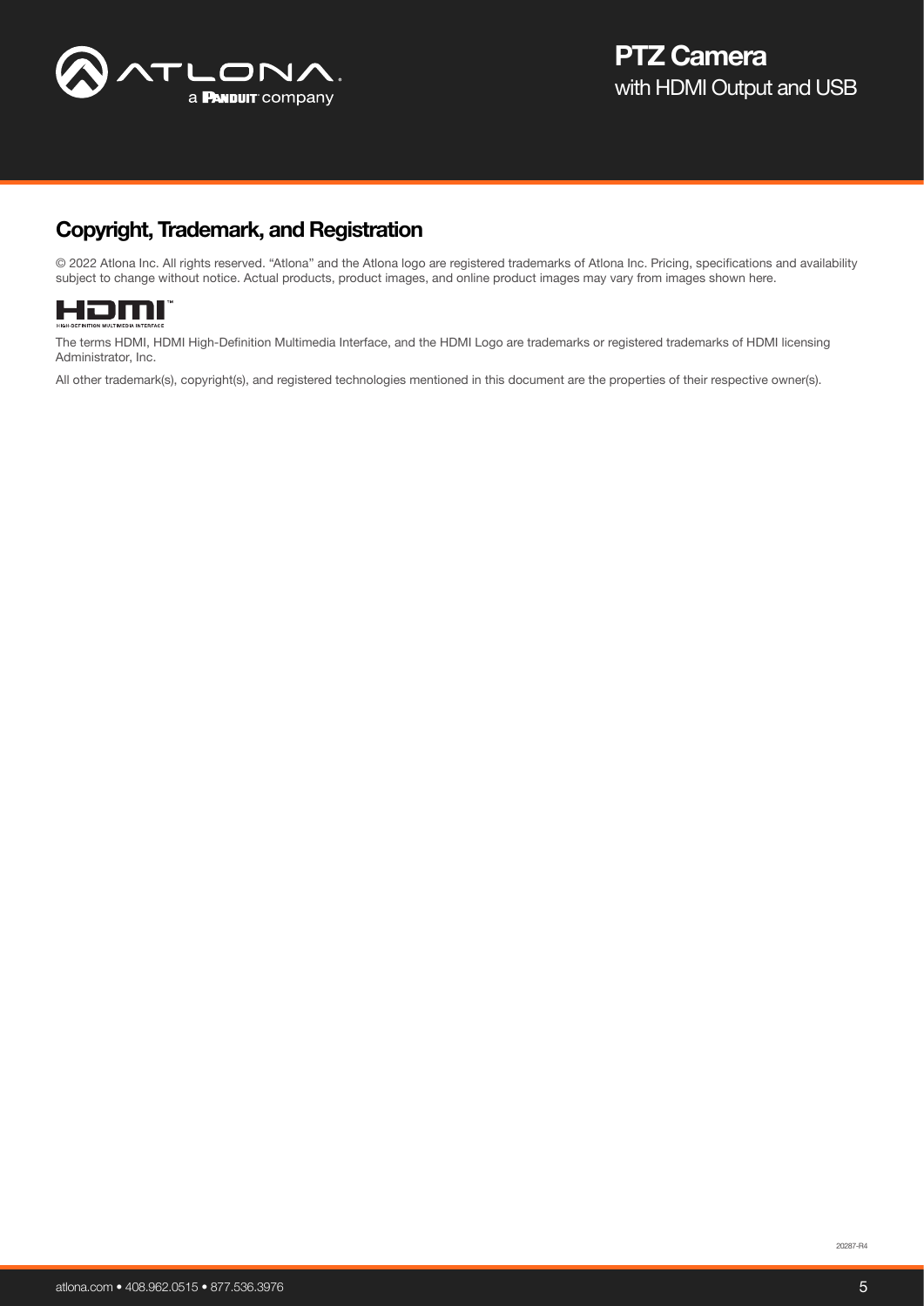## Copyright, Trademark, and Registration

© 2022 Atlona Inc. All rights reserved. "Atlona" and the Atlona logo are registered trademarks of Atlona Inc. Pricing, specifications and availability subject to change without notice. Actual products, product images, and online product images may vary from images shown here.

The terms HDMI, HDMI High-Definition Multimedia Interface, and the HDMI Logo are trademarks or registered trademarks of HDMI licensing Administrator, Inc.

All other trademark(s), copyright(s), and registered technologies mentioned in this document are the properties of their respective owner(s).

20287-R4